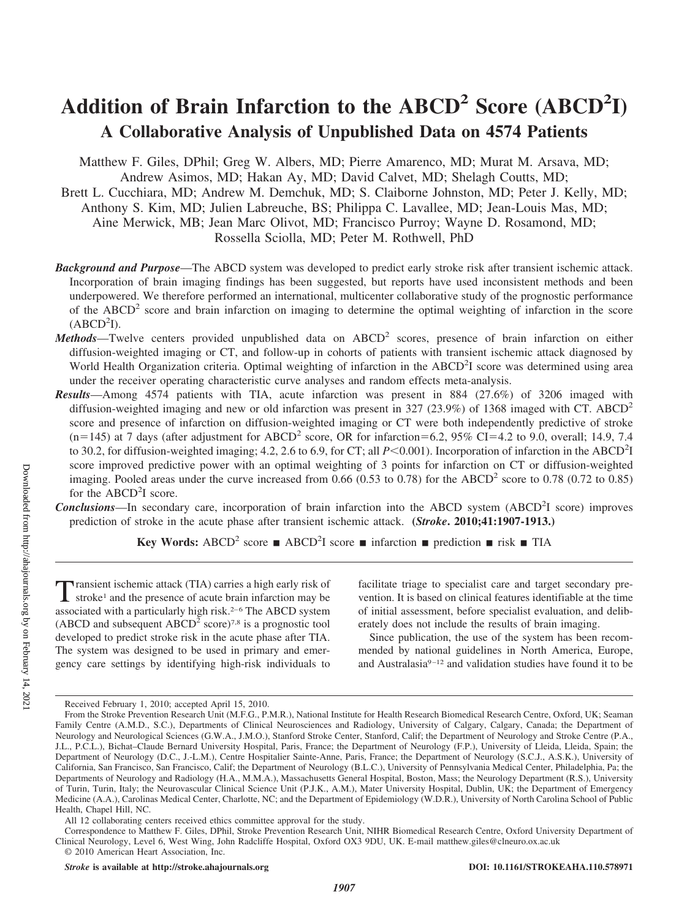# Addition of Brain Infarction to the ABCD$^2$ Score (ABCD$^2$I)

## A Collaborative Analysis of Unpublished Data on 4574 Patients

Matthew F. Giles, DPhil; Greg W. Albers, MD; Pierre Amarenco, MD; Murat M. Arsava, MD; Andrew Asimos, MD; Hakan Ay, MD; David Calvet, MD; Shelagh Coutts, MD; Brett L. Cucchiara, MD; Andrew M. Demchuk, MD; S. Claiborne Johnston, MD; Peter J. Kelly, MD; Anthony S. Kim, MD; Julien Labreuche, BS; Philippa C. Lavallee, MD; Jean-Louis Mas, MD; Aine Merwick, MB; Jean Marc Olivot, MD; Francisco Purroy; Wayne D. Rosamond, MD; Rossella Sciolla, MD; Peter M. Rothwell, PhD

***Background and Purpose***—The ABCD system was developed to predict early stroke risk after transient ischemic attack. Incorporation of brain imaging findings has been suggested, but reports have used inconsistent methods and been underpowered. We therefore performed an international, multicenter collaborative study of the prognostic performance of the ABCD$^2$ score and brain infarction on imaging to determine the optimal weighting of infarction in the score (ABCD$^2$I).

***Methods***—Twelve centers provided unpublished data on ABCD$^2$ scores, presence of brain infarction on either diffusion-weighted imaging or CT, and follow-up in cohorts of patients with transient ischemic attack diagnosed by World Health Organization criteria. Optimal weighting of infarction in the ABCD$^2$I score was determined using area under the receiver operating characteristic curve analyses and random effects meta-analysis.

***Results***—Among 4574 patients with TIA, acute infarction was present in 884 (27.6%) of 3206 imaged with diffusion-weighted imaging and new or old infarction was present in 327 (23.9%) of 1368 imaged with CT. ABCD$^2$ score and presence of infarction on diffusion-weighted imaging or CT were both independently predictive of stroke (n=145) at 7 days (after adjustment for ABCD$^2$ score, OR for infarction=6.2, 95% CI=4.2 to 9.0, overall; 14.9, 7.4 to 30.2, for diffusion-weighted imaging; 4.2, 2.6 to 6.9, for CT; all $P<0.001$). Incorporation of infarction in the ABCD$^2$I score improved predictive power with an optimal weighting of 3 points for infarction on CT or diffusion-weighted imaging. Pooled areas under the curve increased from 0.66 (0.53 to 0.78) for the ABCD$^2$ score to 0.78 (0.72 to 0.85) for the ABCD$^2$I score.

***Conclusions***—In secondary care, incorporation of brain infarction into the ABCD system (ABCD$^2$I score) improves prediction of stroke in the acute phase after transient ischemic attack. **(*Stroke*. 2010;41:1907-1913.)**

**Key Words:** ABCD$^2$ score ■ ABCD$^2$I score ■ infarction ■ prediction ■ risk ■ TIA

Transient ischemic attack (TIA) carries a high early risk of stroke[1] and the presence of acute brain infarction may be associated with a particularly high risk.[2–6] The ABCD system (ABCD and subsequent ABCD$^2$ score)[7,8] is a prognostic tool developed to predict stroke risk in the acute phase after TIA. The system was designed to be used in primary and emergency care settings by identifying high-risk individuals to facilitate triage to specialist care and target secondary prevention. It is based on clinical features identifiable at the time of initial assessment, before specialist evaluation, and deliberately does not include the results of brain imaging.

Since publication, the use of the system has been recommended by national guidelines in North America, Europe, and Australasia[9–12] and validation studies have found it to be

---

Received February 1, 2010; accepted April 15, 2010.

From the Stroke Prevention Research Unit (M.F.G., P.M.R.), National Institute for Health Research Biomedical Research Centre, Oxford, UK; Seaman Family Centre (A.M.D., S.C.), Departments of Clinical Neurosciences and Radiology, University of Calgary, Calgary, Canada; the Department of Neurology and Neurological Sciences (G.W.A., J.M.O.), Stanford Stroke Center, Stanford, Calif; the Department of Neurology and Stroke Centre (P.A., J.L., P.C.L.), Bichat–Claude Bernard University Hospital, Paris, France; the Department of Neurology (F.P.), University of Lleida, Lleida, Spain; the Department of Neurology (D.C., J.-L.M.), Centre Hospitalier Sainte-Anne, Paris, France; the Department of Neurology (S.C.J., A.S.K.), University of California, San Francisco, San Francisco, Calif; the Department of Neurology (B.L.C.), University of Pennsylvania Medical Center, Philadelphia, Pa; the Departments of Neurology and Radiology (H.A., M.M.A.), Massachusetts General Hospital, Boston, Mass; the Neurology Department (R.S.), University of Turin, Turin, Italy; the Neurovascular Clinical Science Unit (P.J.K., A.M.), Mater University Hospital, Dublin, UK; the Department of Emergency Medicine (A.A.), Carolinas Medical Center, Charlotte, NC; and the Department of Epidemiology (W.D.R.), University of North Carolina School of Public Health, Chapel Hill, NC.

All 12 collaborating centers received ethics committee approval for the study.

Correspondence to Matthew F. Giles, DPhil, Stroke Prevention Research Unit, NIHR Biomedical Research Centre, Oxford University Department of Clinical Neurology, Level 6, West Wing, John Radcliffe Hospital, Oxford OX3 9DU, UK. E-mail matthew.giles@clneuro.ox.ac.uk

© 2010 American Heart Association, Inc.

*Stroke* is available at http://stroke.ahajournals.org DOI: 10.1161/STROKEAHA.110.578971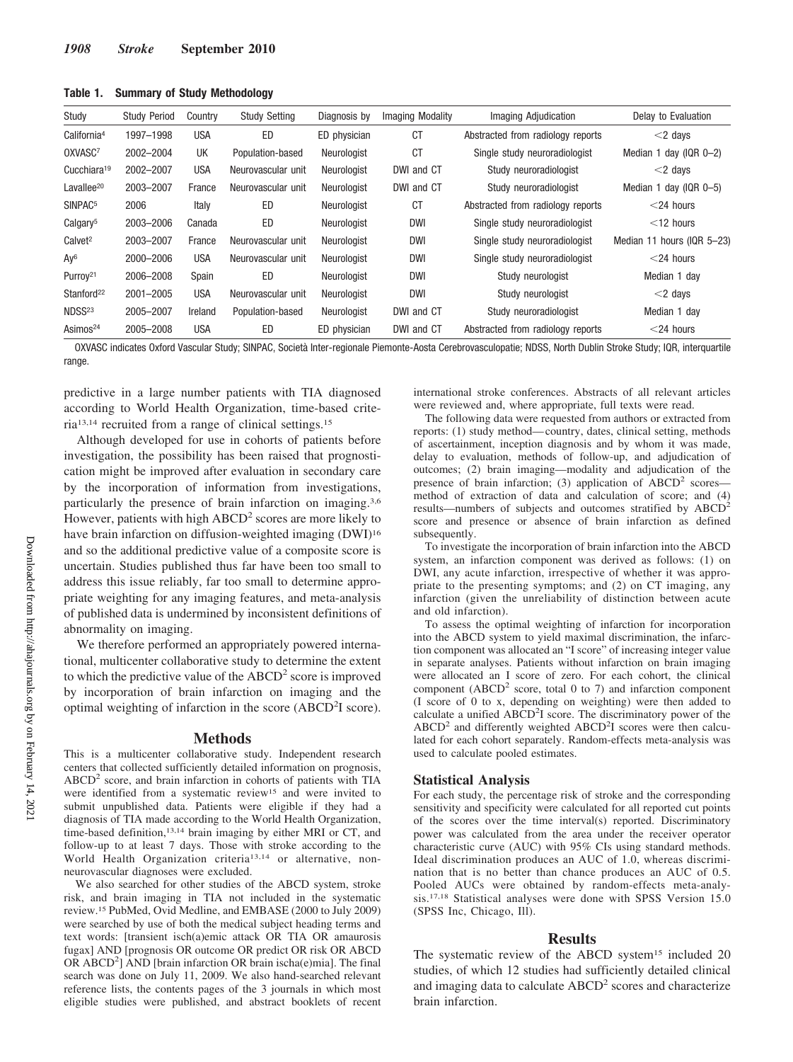**Table 1. Summary of Study Methodology**

| Study | Study Period | Country | Study Setting | Diagnosis by | Imaging Modality | Imaging Adjudication | Delay to Evaluation |
|---|---|---|---|---|---|---|---|
| California[4] | 1997–1998 | USA | ED | ED physician | CT | Abstracted from radiology reports | <2 days |
| OXVASC[7] | 2002–2004 | UK | Population-based | Neurologist | CT | Single study neuroradiologist | Median 1 day (IQR 0–2) |
| Cucchiara[19] | 2002–2007 | USA | Neurovascular unit | Neurologist | DWI and CT | Study neuroradiologist | <2 days |
| Lavallee[20] | 2003–2007 | France | Neurovascular unit | Neurologist | DWI and CT | Study neuroradiologist | Median 1 day (IQR 0–5) |
| SINPAC[5] | 2006 | Italy | ED | Neurologist | CT | Abstracted from radiology reports | <24 hours |
| Calgary[5] | 2003–2006 | Canada | ED | Neurologist | DWI | Single study neuroradiologist | <12 hours |
| Calvet[2] | 2003–2007 | France | Neurovascular unit | Neurologist | DWI | Single study neuroradiologist | Median 11 hours (IQR 5–23) |
| Ay[6] | 2000–2006 | USA | Neurovascular unit | Neurologist | DWI | Single study neuroradiologist | <24 hours |
| Purroy[21] | 2006–2008 | Spain | ED | Neurologist | DWI | Study neurologist | Median 1 day |
| Stanford[22] | 2001–2005 | USA | Neurovascular unit | Neurologist | DWI | Study neurologist | <2 days |
| NDSS[23] | 2005–2007 | Ireland | Population-based | Neurologist | DWI and CT | Study neuroradiologist | Median 1 day |
| Asimos[24] | 2005–2008 | USA | ED | ED physician | DWI and CT | Abstracted from radiology reports | <24 hours |

OXVASC indicates Oxford Vascular Study; SINPAC, Società Inter-regionale Piemonte-Aosta Cerebrovasculopatie; NDSS, North Dublin Stroke Study; IQR, interquartile range.

predictive in a large number patients with TIA diagnosed according to World Health Organization, time-based criteria[13,14] recruited from a range of clinical settings.[15]

Although developed for use in cohorts of patients before investigation, the possibility has been raised that prognostication might be improved after evaluation in secondary care by the incorporation of information from investigations, particularly the presence of brain infarction on imaging.[3,6] However, patients with high $ABCD^2$ scores are more likely to have brain infarction on diffusion-weighted imaging (DWI)[16] and so the additional predictive value of a composite score is uncertain. Studies published thus far have been too small to address this issue reliably, far too small to determine appropriate weighting for any imaging features, and meta-analysis of published data is undermined by inconsistent definitions of abnormality on imaging.

We therefore performed an appropriately powered international, multicenter collaborative study to determine the extent to which the predictive value of the $ABCD^2$ score is improved by incorporation of brain infarction on imaging and the optimal weighting of infarction in the score ($ABCD^2I$ score).

## Methods

This is a multicenter collaborative study. Independent research centers that collected sufficiently detailed information on prognosis, $ABCD^2$ score, and brain infarction in cohorts of patients with TIA were identified from a systematic review[15] and were invited to submit unpublished data. Patients were eligible if they had a diagnosis of TIA made according to the World Health Organization, time-based definition,[13,14] brain imaging by either MRI or CT, and follow-up to at least 7 days. Those with stroke according to the World Health Organization criteria[13,14] or alternative, nonneurovascular diagnoses were excluded.

We also searched for other studies of the ABCD system, stroke risk, and brain imaging in TIA not included in the systematic review.[15] PubMed, Ovid Medline, and EMBASE (2000 to July 2009) were searched by use of both the medical subject heading terms and text words: [transient isch(a)emic attack OR TIA OR amaurosis fugax] AND [prognosis OR outcome OR predict OR risk OR ABCD OR $ABCD^2$] AND [brain infarction OR brain ischa(e)mia]. The final search was done on July 11, 2009. We also hand-searched relevant reference lists, the contents pages of the 3 journals in which most eligible studies were published, and abstract booklets of recent international stroke conferences. Abstracts of all relevant articles were reviewed and, where appropriate, full texts were read.

The following data were requested from authors or extracted from reports: (1) study method—country, dates, clinical setting, methods of ascertainment, inception diagnosis and by whom it was made, delay to evaluation, methods of follow-up, and adjudication of outcomes; (2) brain imaging—modality and adjudication of the presence of brain infarction; (3) application of $ABCD^2$ scores—method of extraction of data and calculation of score; and (4) results—numbers of subjects and outcomes stratified by $ABCD^2$ score and presence or absence of brain infarction as defined subsequently.

To investigate the incorporation of brain infarction into the ABCD system, an infarction component was derived as follows: (1) on DWI, any acute infarction, irrespective of whether it was appropriate to the presenting symptoms; and (2) on CT imaging, any infarction (given the unreliability of distinction between acute and old infarction).

To assess the optimal weighting of infarction for incorporation into the ABCD system to yield maximal discrimination, the infarction component was allocated an "I score" of increasing integer value in separate analyses. Patients without infarction on brain imaging were allocated an I score of zero. For each cohort, the clinical component ($ABCD^2$ score, total 0 to 7) and infarction component (I score of 0 to x, depending on weighting) were then added to calculate a unified $ABCD^2I$ score. The discriminatory power of the $ABCD^2$ and differently weighted $ABCD^2I$ scores were then calculated for each cohort separately. Random-effects meta-analysis was used to calculate pooled estimates.

### Statistical Analysis

For each study, the percentage risk of stroke and the corresponding sensitivity and specificity were calculated for all reported cut points of the scores over the time interval(s) reported. Discriminatory power was calculated from the area under the receiver operator characteristic curve (AUC) with 95% CIs using standard methods. Ideal discrimination produces an AUC of 1.0, whereas discrimination that is no better than chance produces an AUC of 0.5. Pooled AUCs were obtained by random-effects meta-analysis.[17,18] Statistical analyses were done with SPSS Version 15.0 (SPSS Inc, Chicago, Ill).

## Results

The systematic review of the ABCD system[15] included 20 studies, of which 12 studies had sufficiently detailed clinical and imaging data to calculate $ABCD^2$ scores and characterize brain infarction.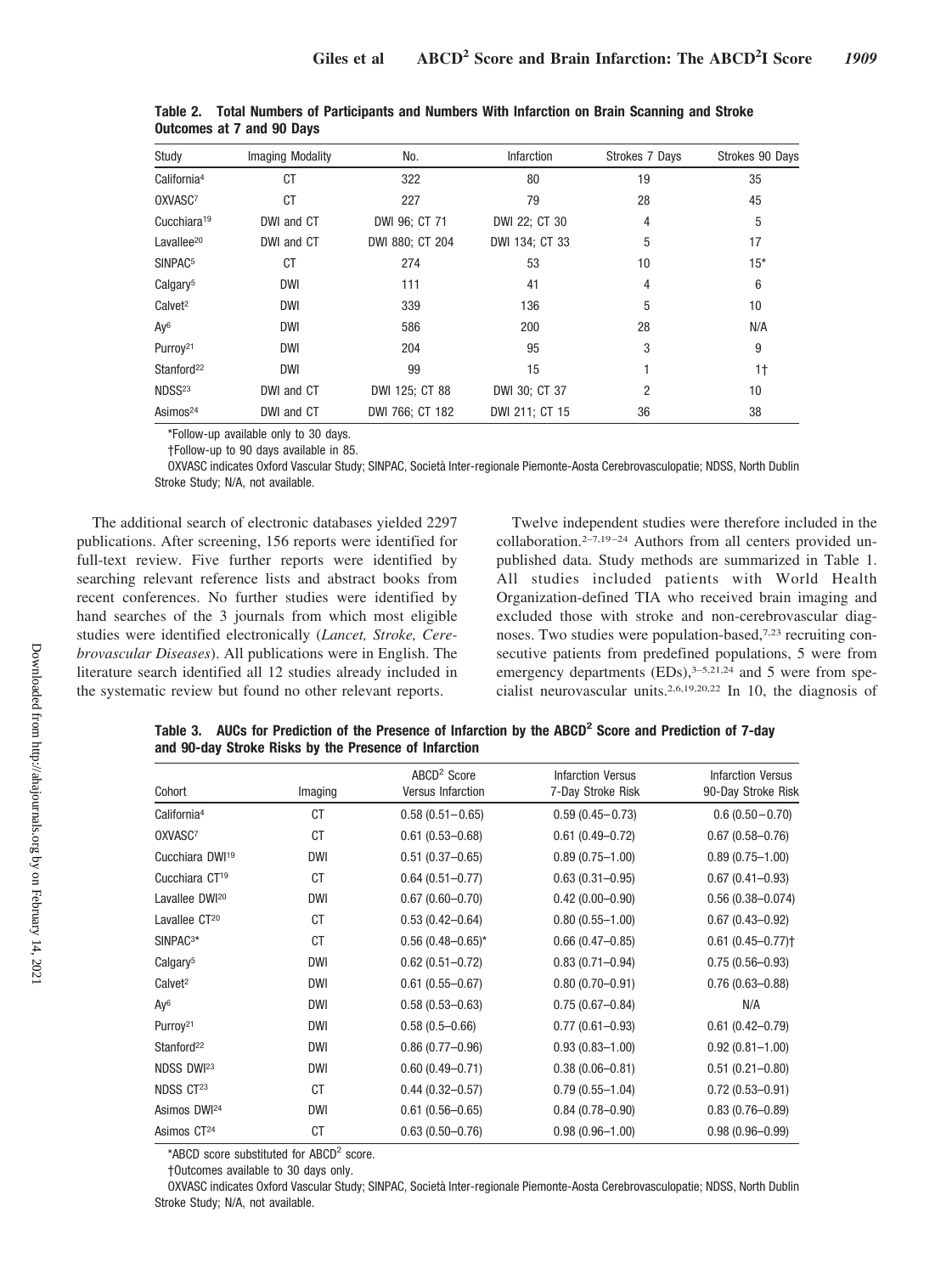**Table 2. Total Numbers of Participants and Numbers With Infarction on Brain Scanning and Stroke Outcomes at 7 and 90 Days**

| Study | Imaging Modality | No. | Infarction | Strokes 7 Days | Strokes 90 Days |
|---|---|---|---|---|---|
| California[4] | CT | 322 | 80 | 19 | 35 |
| OXVASC[7] | CT | 227 | 79 | 28 | 45 |
| Cucchiara[19] | DWI and CT | DWI 96; CT 71 | DWI 22; CT 30 | 4 | 5 |
| Lavallee[20] | DWI and CT | DWI 880; CT 204 | DWI 134; CT 33 | 5 | 17 |
| SINPAC[5] | CT | 274 | 53 | 10 | 15* |
| Calgary[5] | DWI | 111 | 41 | 4 | 6 |
| Calvet[2] | DWI | 339 | 136 | 5 | 10 |
| Ay[6] | DWI | 586 | 200 | 28 | N/A |
| Purroy[21] | DWI | 204 | 95 | 3 | 9 |
| Stanford[22] | DWI | 99 | 15 | 1 | 1† |
| NDSS[23] | DWI and CT | DWI 125; CT 88 | DWI 30; CT 37 | 2 | 10 |
| Asimos[24] | DWI and CT | DWI 766; CT 182 | DWI 211; CT 15 | 36 | 38 |

*Follow-up available only to 30 days.

†Follow-up to 90 days available in 85.

OXVASC indicates Oxford Vascular Study; SINPAC, Società Inter-regionale Piemonte-Aosta Cerebrovasculopatie; NDSS, North Dublin Stroke Study; N/A, not available.

The additional search of electronic databases yielded 2297 publications. After screening, 156 reports were identified for full-text review. Five further reports were identified by searching relevant reference lists and abstract books from recent conferences. No further studies were identified by hand searches of the 3 journals from which most eligible studies were identified electronically (*Lancet, Stroke, Cerebrovascular Diseases*). All publications were in English. The literature search identified all 12 studies already included in the systematic review but found no other relevant reports.

Twelve independent studies were therefore included in the collaboration.[2–7,19–24] Authors from all centers provided unpublished data. Study methods are summarized in Table 1. All studies included patients with World Health Organization-defined TIA who received brain imaging and excluded those with stroke and non-cerebrovascular diagnoses. Two studies were population-based,[7,23] recruiting consecutive patients from predefined populations, 5 were from emergency departments (EDs),[3–5,21,24] and 5 were from specialist neurovascular units.[2,6,19,20,22] In 10, the diagnosis of

**Table 3. AUCs for Prediction of the Presence of Infarction by the ABCD$^2$ Score and Prediction of 7-day and 90-day Stroke Risks by the Presence of Infarction**

| Cohort | Imaging | ABCD$^2$ Score Versus Infarction | Infarction Versus 7-Day Stroke Risk | Infarction Versus 90-Day Stroke Risk |
|---|---|---|---|---|
| California[4] | CT | 0.58 (0.51–0.65) | 0.59 (0.45–0.73) | 0.6 (0.50–0.70) |
| OXVASC[7] | CT | 0.61 (0.53–0.68) | 0.61 (0.49–0.72) | 0.67 (0.58–0.76) |
| Cucchiara DWI[19] | DWI | 0.51 (0.37–0.65) | 0.89 (0.75–1.00) | 0.89 (0.75–1.00) |
| Cucchiara CT[19] | CT | 0.64 (0.51–0.77) | 0.63 (0.31–0.95) | 0.67 (0.41–0.93) |
| Lavallee DWI[20] | DWI | 0.67 (0.60–0.70) | 0.42 (0.00–0.90) | 0.56 (0.38–0.074) |
| Lavallee CT[20] | CT | 0.53 (0.42–0.64) | 0.80 (0.55–1.00) | 0.67 (0.43–0.92) |
| SINPAC[3]* | CT | 0.56 (0.48–0.65)* | 0.66 (0.47–0.85) | 0.61 (0.45–0.77)† |
| Calgary[5] | DWI | 0.62 (0.51–0.72) | 0.83 (0.71–0.94) | 0.75 (0.56–0.93) |
| Calvet[2] | DWI | 0.61 (0.55–0.67) | 0.80 (0.70–0.91) | 0.76 (0.63–0.88) |
| Ay[6] | DWI | 0.58 (0.53–0.63) | 0.75 (0.67–0.84) | N/A |
| Purroy[21] | DWI | 0.58 (0.5–0.66) | 0.77 (0.61–0.93) | 0.61 (0.42–0.79) |
| Stanford[22] | DWI | 0.86 (0.77–0.96) | 0.93 (0.83–1.00) | 0.92 (0.81–1.00) |
| NDSS DWI[23] | DWI | 0.60 (0.49–0.71) | 0.38 (0.06–0.81) | 0.51 (0.21–0.80) |
| NDSS CT[23] | CT | 0.44 (0.32–0.57) | 0.79 (0.55–1.04) | 0.72 (0.53–0.91) |
| Asimos DWI[24] | DWI | 0.61 (0.56–0.65) | 0.84 (0.78–0.90) | 0.83 (0.76–0.89) |
| Asimos CT[24] | CT | 0.63 (0.50–0.76) | 0.98 (0.96–1.00) | 0.98 (0.96–0.99) |

*ABCD score substituted for ABCD$^2$ score.

†Outcomes available to 30 days only.

OXVASC indicates Oxford Vascular Study; SINPAC, Società Inter-regionale Piemonte-Aosta Cerebrovasculopatie; NDSS, North Dublin Stroke Study; N/A, not available.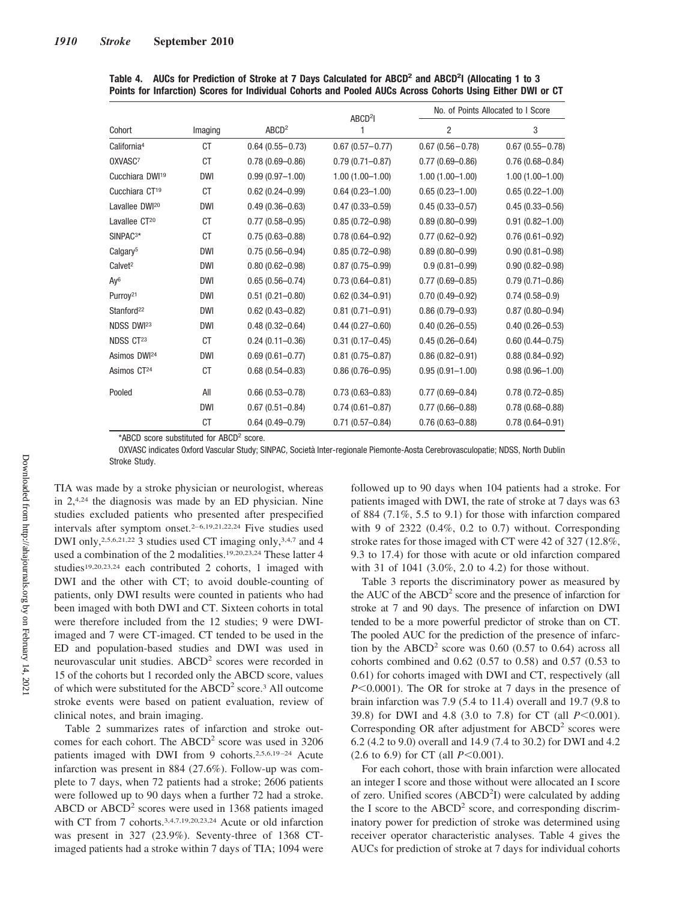**Table 4. AUCs for Prediction of Stroke at 7 Days Calculated for $ABCD^2$ and $ABCD^2I$ (Allocating 1 to 3 Points for Infarction) Scores for Individual Cohorts and Pooled AUCs Across Cohorts Using Either DWI or CT**

| | | | $ABCD^2I$ | No. of Points Allocated to I Score | |
|---|---|---|---|---|---|
| Cohort | Imaging | $ABCD^2$ | 1 | 2 | 3 |
| California[4] | CT | 0.64 (0.55–0.73) | 0.67 (0.57–0.77) | 0.67 (0.56–0.78) | 0.67 (0.55–0.78) |
| OXVASC[7] | CT | 0.78 (0.69–0.86) | 0.79 (0.71–0.87) | 0.77 (0.69–0.86) | 0.76 (0.68–0.84) |
| Cucchiara DWI[19] | DWI | 0.99 (0.97–1.00) | 1.00 (1.00–1.00) | 1.00 (1.00–1.00) | 1.00 (1.00–1.00) |
| Cucchiara CT[19] | CT | 0.62 (0.24–0.99) | 0.64 (0.23–1.00) | 0.65 (0.23–1.00) | 0.65 (0.22–1.00) |
| Lavallee DWI[20] | DWI | 0.49 (0.36–0.63) | 0.47 (0.33–0.59) | 0.45 (0.33–0.57) | 0.45 (0.33–0.56) |
| Lavallee CT[20] | CT | 0.77 (0.58–0.95) | 0.85 (0.72–0.98) | 0.89 (0.80–0.99) | 0.91 (0.82–1.00) |
| SINPAC[3]* | CT | 0.75 (0.63–0.88) | 0.78 (0.64–0.92) | 0.77 (0.62–0.92) | 0.76 (0.61–0.92) |
| Calgary[5] | DWI | 0.75 (0.56–0.94) | 0.85 (0.72–0.98) | 0.89 (0.80–0.99) | 0.90 (0.81–0.98) |
| Calvet[2] | DWI | 0.80 (0.62–0.98) | 0.87 (0.75–0.99) | 0.9 (0.81–0.99) | 0.90 (0.82–0.98) |
| Ay[6] | DWI | 0.65 (0.56–0.74) | 0.73 (0.64–0.81) | 0.77 (0.69–0.85) | 0.79 (0.71–0.86) |
| Purroy[21] | DWI | 0.51 (0.21–0.80) | 0.62 (0.34–0.91) | 0.70 (0.49–0.92) | 0.74 (0.58–0.9) |
| Stanford[22] | DWI | 0.62 (0.43–0.82) | 0.81 (0.71–0.91) | 0.86 (0.79–0.93) | 0.87 (0.80–0.94) |
| NDSS DWI[23] | DWI | 0.48 (0.32–0.64) | 0.44 (0.27–0.60) | 0.40 (0.26–0.55) | 0.40 (0.26–0.53) |
| NDSS CT[23] | CT | 0.24 (0.11–0.36) | 0.31 (0.17–0.45) | 0.45 (0.26–0.64) | 0.60 (0.44–0.75) |
| Asimos DWI[24] | DWI | 0.69 (0.61–0.77) | 0.81 (0.75–0.87) | 0.86 (0.82–0.91) | 0.88 (0.84–0.92) |
| Asimos CT[24] | CT | 0.68 (0.54–0.83) | 0.86 (0.76–0.95) | 0.95 (0.91–1.00) | 0.98 (0.96–1.00) |
| Pooled | All | 0.66 (0.53–0.78) | 0.73 (0.63–0.83) | 0.77 (0.69–0.84) | 0.78 (0.72–0.85) |
| | DWI | 0.67 (0.51–0.84) | 0.74 (0.61–0.87) | 0.77 (0.66–0.88) | 0.78 (0.68–0.88) |
| | CT | 0.64 (0.49–0.79) | 0.71 (0.57–0.84) | 0.76 (0.63–0.88) | 0.78 (0.64–0.91) |

*ABCD score substituted for $ABCD^2$ score.

OXVASC indicates Oxford Vascular Study; SINPAC, Società Inter-regionale Piemonte-Aosta Cerebrovasculopatie; NDSS, North Dublin Stroke Study.

TIA was made by a stroke physician or neurologist, whereas in 2,[4,24] the diagnosis was made by an ED physician. Nine studies excluded patients who presented after prespecified intervals after symptom onset.[2–6,19,21,22,24] Five studies used DWI only,[2,5,6,21,22] 3 studies used CT imaging only,[3,4,7] and 4 used a combination of the 2 modalities.[19,20,23,24] These latter 4 studies[19,20,23,24] each contributed 2 cohorts, 1 imaged with DWI and the other with CT; to avoid double-counting of patients, only DWI results were counted in patients who had been imaged with both DWI and CT. Sixteen cohorts in total were therefore included from the 12 studies; 9 were DWI-imaged and 7 were CT-imaged. CT tended to be used in the ED and population-based studies and DWI was used in neurovascular unit studies. $ABCD^2$ scores were recorded in 15 of the cohorts but 1 recorded only the ABCD score, values of which were substituted for the $ABCD^2$ score.[3] All outcome stroke events were based on patient evaluation, review of clinical notes, and brain imaging.

Table 2 summarizes rates of infarction and stroke outcomes for each cohort. The $ABCD^2$ score was used in 3206 patients imaged with DWI from 9 cohorts.[2,5,6,19–24] Acute infarction was present in 884 (27.6%). Follow-up was complete to 7 days, when 72 patients had a stroke; 2606 patients were followed up to 90 days when a further 72 had a stroke. ABCD or $ABCD^2$ scores were used in 1368 patients imaged with CT from 7 cohorts.[3,4,7,19,20,23,24] Acute or old infarction was present in 327 (23.9%). Seventy-three of 1368 CT-imaged patients had a stroke within 7 days of TIA; 1094 were followed up to 90 days when 104 patients had a stroke. For patients imaged with DWI, the rate of stroke at 7 days was 63 of 884 (7.1%, 5.5 to 9.1) for those with infarction compared with 9 of 2322 (0.4%, 0.2 to 0.7) without. Corresponding stroke rates for those imaged with CT were 42 of 327 (12.8%, 9.3 to 17.4) for those with acute or old infarction compared with 31 of 1041 (3.0%, 2.0 to 4.2) for those without.

Table 3 reports the discriminatory power as measured by the AUC of the $ABCD^2$ score and the presence of infarction for stroke at 7 and 90 days. The presence of infarction on DWI tended to be a more powerful predictor of stroke than on CT. The pooled AUC for the prediction of the presence of infarction by the $ABCD^2$ score was 0.60 (0.57 to 0.64) across all cohorts combined and 0.62 (0.57 to 0.58) and 0.57 (0.53 to 0.61) for cohorts imaged with DWI and CT, respectively (all $P<0.0001$). The OR for stroke at 7 days in the presence of brain infarction was 7.9 (5.4 to 11.4) overall and 19.7 (9.8 to 39.8) for DWI and 4.8 (3.0 to 7.8) for CT (all $P<0.001$). Corresponding OR after adjustment for $ABCD^2$ scores were 6.2 (4.2 to 9.0) overall and 14.9 (7.4 to 30.2) for DWI and 4.2 (2.6 to 6.9) for CT (all $P<0.001$).

For each cohort, those with brain infarction were allocated an integer I score and those without were allocated an I score of zero. Unified scores ($ABCD^2I$) were calculated by adding the I score to the $ABCD^2$ score, and corresponding discriminatory power for prediction of stroke was determined using receiver operator characteristic analyses. Table 4 gives the AUCs for prediction of stroke at 7 days for individual cohorts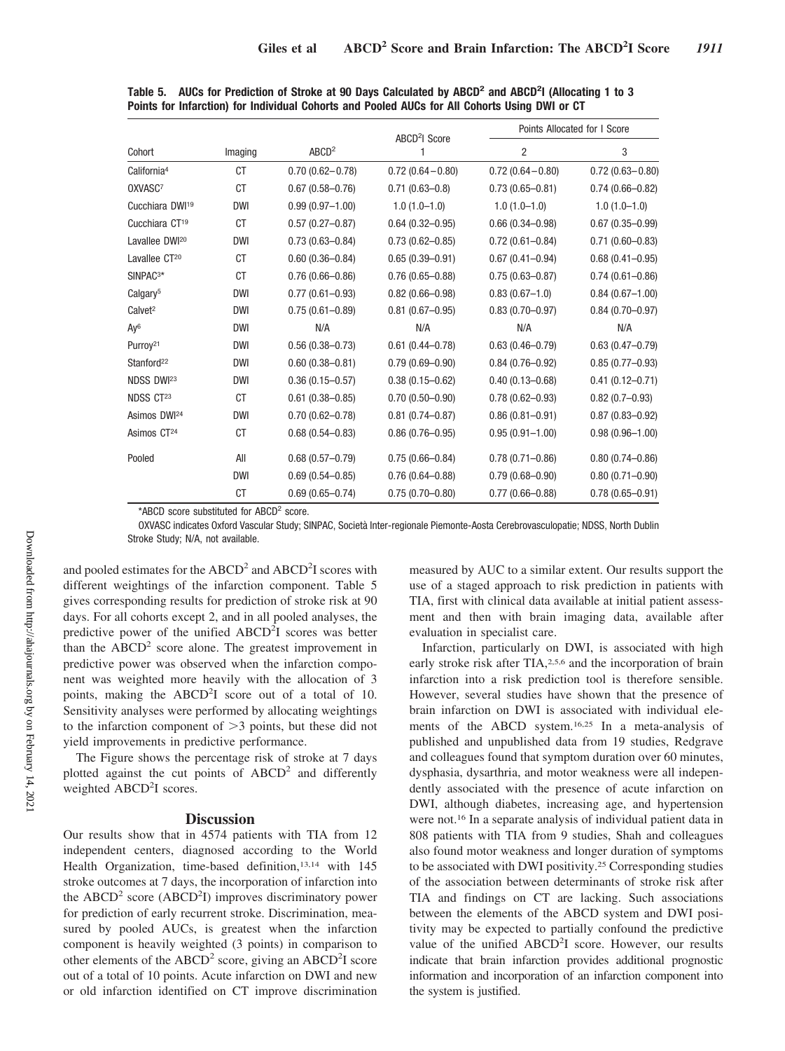**Table 5. AUCs for Prediction of Stroke at 90 Days Calculated by ABCD$^2$ and ABCD$^2$I (Allocating 1 to 3 Points for Infarction) for Individual Cohorts and Pooled AUCs for All Cohorts Using DWI or CT**

| Cohort | Imaging | ABCD$^2$ | ABCD$^2$I Score | Points Allocated for I Score | |
|---|---|---|---|---|---|
| | | | 1 | 2 | 3 |
| California[4] | CT | 0.70 (0.62–0.78) | 0.72 (0.64–0.80) | 0.72 (0.64–0.80) | 0.72 (0.63–0.80) |
| OXVASC[7] | CT | 0.67 (0.58–0.76) | 0.71 (0.63–0.8) | 0.73 (0.65–0.81) | 0.74 (0.66–0.82) |
| Cucchiara DWI[19] | DWI | 0.99 (0.97–1.00) | 1.0 (1.0–1.0) | 1.0 (1.0–1.0) | 1.0 (1.0–1.0) |
| Cucchiara CT[19] | CT | 0.57 (0.27–0.87) | 0.64 (0.32–0.95) | 0.66 (0.34–0.98) | 0.67 (0.35–0.99) |
| Lavallee DWI[20] | DWI | 0.73 (0.63–0.84) | 0.73 (0.62–0.85) | 0.72 (0.61–0.84) | 0.71 (0.60–0.83) |
| Lavallee CT[20] | CT | 0.60 (0.36–0.84) | 0.65 (0.39–0.91) | 0.67 (0.41–0.94) | 0.68 (0.41–0.95) |
| SINPAC[3]* | CT | 0.76 (0.66–0.86) | 0.76 (0.65–0.88) | 0.75 (0.63–0.87) | 0.74 (0.61–0.86) |
| Calgary[5] | DWI | 0.77 (0.61–0.93) | 0.82 (0.66–0.98) | 0.83 (0.67–1.0) | 0.84 (0.67–1.00) |
| Calvet[2] | DWI | 0.75 (0.61–0.89) | 0.81 (0.67–0.95) | 0.83 (0.70–0.97) | 0.84 (0.70–0.97) |
| Ay[6] | DWI | N/A | N/A | N/A | N/A |
| Purroy[21] | DWI | 0.56 (0.38–0.73) | 0.61 (0.44–0.78) | 0.63 (0.46–0.79) | 0.63 (0.47–0.79) |
| Stanford[22] | DWI | 0.60 (0.38–0.81) | 0.79 (0.69–0.90) | 0.84 (0.76–0.92) | 0.85 (0.77–0.93) |
| NDSS DWI[23] | DWI | 0.36 (0.15–0.57) | 0.38 (0.15–0.62) | 0.40 (0.13–0.68) | 0.41 (0.12–0.71) |
| NDSS CT[23] | CT | 0.61 (0.38–0.85) | 0.70 (0.50–0.90) | 0.78 (0.62–0.93) | 0.82 (0.7–0.93) |
| Asimos DWI[24] | DWI | 0.70 (0.62–0.78) | 0.81 (0.74–0.87) | 0.86 (0.81–0.91) | 0.87 (0.83–0.92) |
| Asimos CT[24] | CT | 0.68 (0.54–0.83) | 0.86 (0.76–0.95) | 0.95 (0.91–1.00) | 0.98 (0.96–1.00) |
| Pooled | All | 0.68 (0.57–0.79) | 0.75 (0.66–0.84) | 0.78 (0.71–0.86) | 0.80 (0.74–0.86) |
| | DWI | 0.69 (0.54–0.85) | 0.76 (0.64–0.88) | 0.79 (0.68–0.90) | 0.80 (0.71–0.90) |
| | CT | 0.69 (0.65–0.74) | 0.75 (0.70–0.80) | 0.77 (0.66–0.88) | 0.78 (0.65–0.91) |

*ABCD score substituted for ABCD$^2$ score.

OXVASC indicates Oxford Vascular Study; SINPAC, Società Inter-regionale Piemonte-Aosta Cerebrovasculopatie; NDSS, North Dublin Stroke Study; N/A, not available.

and pooled estimates for the ABCD$^2$ and ABCD$^2$I scores with different weightings of the infarction component. Table 5 gives corresponding results for prediction of stroke risk at 90 days. For all cohorts except 2, and in all pooled analyses, the predictive power of the unified ABCD$^2$I scores was better than the ABCD$^2$ score alone. The greatest improvement in predictive power was observed when the infarction component was weighted more heavily with the allocation of 3 points, making the ABCD$^2$I score out of a total of 10. Sensitivity analyses were performed by allocating weightings to the infarction component of >3 points, but these did not yield improvements in predictive performance.

The Figure shows the percentage risk of stroke at 7 days plotted against the cut points of ABCD$^2$ and differently weighted ABCD$^2$I scores.

## Discussion

Our results show that in 4574 patients with TIA from 12 independent centers, diagnosed according to the World Health Organization, time-based definition,[13,14] with 145 stroke outcomes at 7 days, the incorporation of infarction into the ABCD$^2$ score (ABCD$^2$I) improves discriminatory power for prediction of early recurrent stroke. Discrimination, measured by pooled AUCs, is greatest when the infarction component is heavily weighted (3 points) in comparison to other elements of the ABCD$^2$ score, giving an ABCD$^2$I score out of a total of 10 points. Acute infarction on DWI and new or old infarction identified on CT improve discrimination measured by AUC to a similar extent. Our results support the use of a staged approach to risk prediction in patients with TIA, first with clinical data available at initial patient assessment and then with brain imaging data, available after evaluation in specialist care.

Infarction, particularly on DWI, is associated with high early stroke risk after TIA,[2,5,6] and the incorporation of brain infarction into a risk prediction tool is therefore sensible. However, several studies have shown that the presence of brain infarction on DWI is associated with individual elements of the ABCD system.[16,25] In a meta-analysis of published and unpublished data from 19 studies, Redgrave and colleagues found that symptom duration over 60 minutes, dysphasia, dysarthria, and motor weakness were all independently associated with the presence of acute infarction on DWI, although diabetes, increasing age, and hypertension were not.[16] In a separate analysis of individual patient data in 808 patients with TIA from 9 studies, Shah and colleagues also found motor weakness and longer duration of symptoms to be associated with DWI positivity.[25] Corresponding studies of the association between determinants of stroke risk after TIA and findings on CT are lacking. Such associations between the elements of the ABCD system and DWI positivity may be expected to partially confound the predictive value of the unified ABCD$^2$I score. However, our results indicate that brain infarction provides additional prognostic information and incorporation of an infarction component into the system is justified.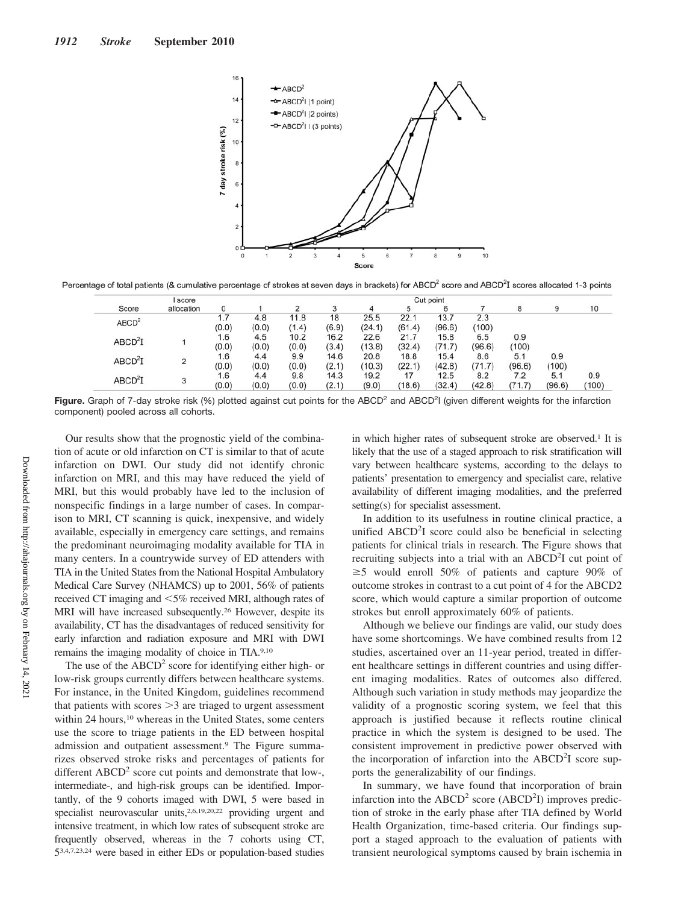Percentage of total patients (& cumulative percentage of strokes at seven days in brackets) for ABCD$^2$ score and ABCD$^2$I scores allocated 1-3 points

| Score | I score allocation | Cut point 0 | 1 | 2 | 3 | 4 | 5 | 6 | 7 | 8 | 9 | 10 |
|---|---|---|---|---|---|---|---|---|---|---|---|---|
| ABCD$^2$ | | 1.7 (0.0) | 4.8 (0.0) | 11.8 (1.4) | 18 (6.9) | 25.5 (24.1) | 22.1 (61.4) | 13.7 (96.6) | 2.3 (100) | | | |
| ABCD$^2$I | 1 | 1.6 (0.0) | 4.5 (0.0) | 10.2 (0.0) | 16.2 (3.4) | 22.6 (13.8) | 21.7 (32.4) | 15.8 (71.7) | 6.5 (96.6) | 0.9 (100) | | |
| ABCD$^2$I | 2 | 1.6 (0.0) | 4.4 (0.0) | 9.9 (0.0) | 14.6 (2.1) | 20.8 (10.3) | 18.8 (22.1) | 15.4 (42.8) | 8.6 (71.7) | 5.1 (96.6) | 0.9 (100) | |
| ABCD$^2$I | 3 | 1.6 (0.0) | 4.4 (0.0) | 9.8 (0.0) | 14.3 (2.1) | 19.2 (9.0) | 17 (18.6) | 12.5 (32.4) | 8.2 (42.8) | 7.2 (71.7) | 5.1 (96.6) | 0.9 (100) |

**Figure.** Graph of 7-day stroke risk (%) plotted against cut points for the ABCD$^2$ and ABCD$^2$I (given different weights for the infarction component) pooled across all cohorts.

Our results show that the prognostic yield of the combination of acute or old infarction on CT is similar to that of acute infarction on DWI. Our study did not identify chronic infarction on MRI, and this may have reduced the yield of MRI, but this would probably have led to the inclusion of nonspecific findings in a large number of cases. In comparison to MRI, CT scanning is quick, inexpensive, and widely available, especially in emergency care settings, and remains the predominant neuroimaging modality available for TIA in many centers. In a countrywide survey of ED attenders with TIA in the United States from the National Hospital Ambulatory Medical Care Survey (NHAMCS) up to 2001, 56% of patients received CT imaging and <5% received MRI, although rates of MRI will have increased subsequently.[26] However, despite its availability, CT has the disadvantages of reduced sensitivity for early infarction and radiation exposure and MRI with DWI remains the imaging modality of choice in TIA.[9,10]

The use of the ABCD$^2$ score for identifying either high- or low-risk groups currently differs between healthcare systems. For instance, in the United Kingdom, guidelines recommend that patients with scores >3 are triaged to urgent assessment within 24 hours,[10] whereas in the United States, some centers use the score to triage patients in the ED between hospital admission and outpatient assessment.[9] The Figure summarizes observed stroke risks and percentages of patients for different ABCD$^2$ score cut points and demonstrate that low-, intermediate-, and high-risk groups can be identified. Importantly, of the 9 cohorts imaged with DWI, 5 were based in specialist neurovascular units,[2,6,19,20,22] providing urgent and intensive treatment, in which low rates of subsequent stroke are frequently observed, whereas in the 7 cohorts using CT, 5[3,4,7,23,24] were based in either EDs or population-based studies in which higher rates of subsequent stroke are observed.[1] It is likely that the use of a staged approach to risk stratification will vary between healthcare systems, according to the delays to patients' presentation to emergency and specialist care, relative availability of different imaging modalities, and the preferred setting(s) for specialist assessment.

In addition to its usefulness in routine clinical practice, a unified ABCD$^2$I score could also be beneficial in selecting patients for clinical trials in research. The Figure shows that recruiting subjects into a trial with an ABCD$^2$I cut point of ≥5 would enroll 50% of patients and capture 90% of outcome strokes in contrast to a cut point of 4 for the ABCD2 score, which would capture a similar proportion of outcome strokes but enroll approximately 60% of patients.

Although we believe our findings are valid, our study does have some shortcomings. We have combined results from 12 studies, ascertained over an 11-year period, treated in different healthcare settings in different countries and using different imaging modalities. Rates of outcomes also differed. Although such variation in study methods may jeopardize the validity of a prognostic scoring system, we feel that this approach is justified because it reflects routine clinical practice in which the system is designed to be used. The consistent improvement in predictive power observed with the incorporation of infarction into the ABCD$^2$I score supports the generalizability of our findings.

In summary, we have found that incorporation of brain infarction into the ABCD$^2$ score (ABCD$^2$I) improves prediction of stroke in the early phase after TIA defined by World Health Organization, time-based criteria. Our findings support a staged approach to the evaluation of patients with transient neurological symptoms caused by brain ischemia in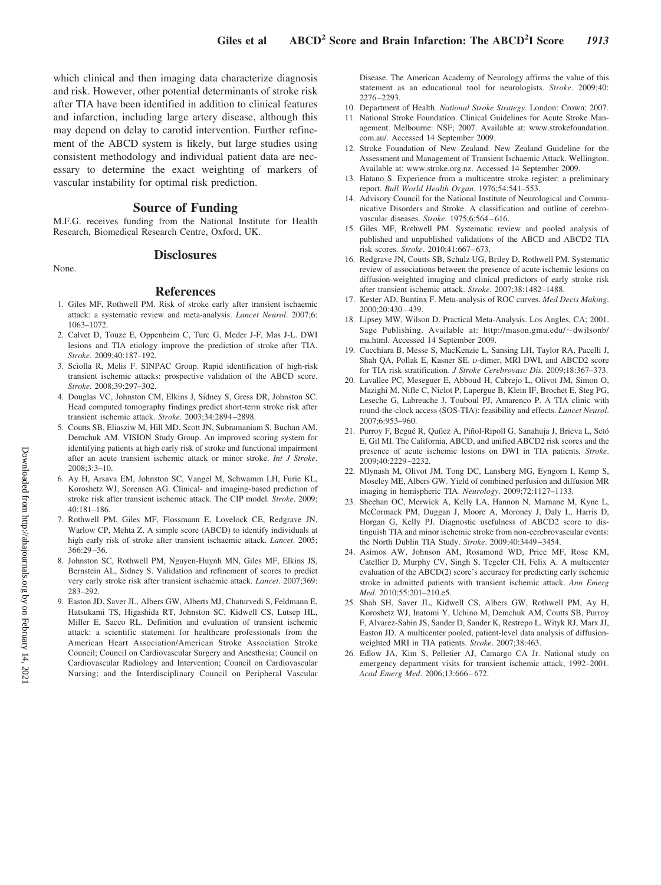which clinical and then imaging data characterize diagnosis and risk. However, other potential determinants of stroke risk after TIA have been identified in addition to clinical features and infarction, including large artery disease, although this may depend on delay to carotid intervention. Further refinement of the ABCD system is likely, but large studies using consistent methodology and individual patient data are necessary to determine the exact weighting of markers of vascular instability for optimal risk prediction.

## Source of Funding

M.F.G. receives funding from the National Institute for Health Research, Biomedical Research Centre, Oxford, UK.

## Disclosures

None.

## References

1. Giles MF, Rothwell PM. Risk of stroke early after transient ischaemic attack: a systematic review and meta-analysis. *Lancet Neurol*. 2007;6: 1063–1072.
2. Calvet D, Touze E, Oppenheim C, Turc G, Meder J-F, Mas J-L. DWI lesions and TIA etiology improve the prediction of stroke after TIA. *Stroke*. 2009;40:187–192.
3. Sciolla R, Melis F. SINPAC Group. Rapid identification of high-risk transient ischemic attacks: prospective validation of the ABCD score. *Stroke*. 2008;39:297–302.
4. Douglas VC, Johnston CM, Elkins J, Sidney S, Gress DR, Johnston SC. Head computed tomography findings predict short-term stroke risk after transient ischemic attack. *Stroke*. 2003;34:2894–2898.
5. Coutts SB, Eliasziw M, Hill MD, Scott JN, Subramaniam S, Buchan AM, Demchuk AM. VISION Study Group. An improved scoring system for identifying patients at high early risk of stroke and functional impairment after an acute transient ischemic attack or minor stroke. *Int J Stroke*. 2008;3:3–10.
6. Ay H, Arsava EM, Johnston SC, Vangel M, Schwamm LH, Furie KL, Koroshetz WJ, Sorensen AG. Clinical- and imaging-based prediction of stroke risk after transient ischemic attack. The CIP model. *Stroke*. 2009; 40:181–186.
7. Rothwell PM, Giles MF, Flossmann E, Lovelock CE, Redgrave JN, Warlow CP, Mehta Z. A simple score (ABCD) to identify individuals at high early risk of stroke after transient ischaemic attack. *Lancet*. 2005; 366:29–36.
8. Johnston SC, Rothwell PM, Nguyen-Huynh MN, Giles MF, Elkins JS, Bernstein AL, Sidney S. Validation and refinement of scores to predict very early stroke risk after transient ischaemic attack. *Lancet*. 2007;369: 283–292.
9. Easton JD, Saver JL, Albers GW, Alberts MJ, Chaturvedi S, Feldmann E, Hatsukami TS, Higashida RT, Johnston SC, Kidwell CS, Lutsep HL, Miller E, Sacco RL. Definition and evaluation of transient ischemic attack: a scientific statement for healthcare professionals from the American Heart Association/American Stroke Association Stroke Council; Council on Cardiovascular Surgery and Anesthesia; Council on Cardiovascular Radiology and Intervention; Council on Cardiovascular Nursing; and the Interdisciplinary Council on Peripheral Vascular Disease. The American Academy of Neurology affirms the value of this statement as an educational tool for neurologists. *Stroke*. 2009;40: 2276–2293.
10. Department of Health. *National Stroke Strategy*. London: Crown; 2007.
11. National Stroke Foundation. Clinical Guidelines for Acute Stroke Management. Melbourne: NSF; 2007. Available at: www.strokefoundation.com.au/. Accessed 14 September 2009.
12. Stroke Foundation of New Zealand. New Zealand Guideline for the Assessment and Management of Transient Ischaemic Attack. Wellington. Available at: www.stroke.org.nz. Accessed 14 September 2009.
13. Hatano S. Experience from a multicentre stroke register: a preliminary report. *Bull World Health Organ*. 1976;54:541–553.
14. Advisory Council for the National Institute of Neurological and Communicative Disorders and Stroke. A classification and outline of cerebrovascular diseases. *Stroke*. 1975;6:564–616.
15. Giles MF, Rothwell PM. Systematic review and pooled analysis of published and unpublished validations of the ABCD and ABCD2 TIA risk scores. *Stroke*. 2010;41:667–673.
16. Redgrave JN, Coutts SB, Schulz UG, Briley D, Rothwell PM. Systematic review of associations between the presence of acute ischemic lesions on diffusion-weighted imaging and clinical predictors of early stroke risk after transient ischemic attack. *Stroke*. 2007;38:1482–1488.
17. Kester AD, Buntinx F. Meta-analysis of ROC curves. *Med Decis Making*. 2000;20:430–439.
18. Lipsey MW, Wilson D. Practical Meta-Analysis. Los Angles, CA; 2001. Sage Publishing. Available at: http://mason.gmu.edu/~dwilsonb/ma.html. Accessed 14 September 2009.
19. Cucchiara B, Messe S, MacKenzie L, Sansing LH, Taylor RA, Pacelli J, Shah QA, Pollak E, Kasner SE. D-dimer, MRI DWI, and ABCD2 score for TIA risk stratification. *J Stroke Cerebrovasc Dis*. 2009;18:367–373.
20. Lavallee PC, Meseguer E, Abboud H, Cabrejo L, Olivot JM, Simon O, Mazighi M, Nifle C, Niclot P, Lapergue B, Klein IF, Brochet E, Steg PG, Leseche G, Labreuche J, Touboul PJ, Amarenco P. A TIA clinic with round-the-clock access (SOS-TIA): feasibility and effects. *Lancet Neurol*. 2007;6:953–960.
21. Purroy F, Begué R, Quílez A, Piñol-Ripoll G, Sanahuja J, Brieva L, Setó E, Gil MI. The California, ABCD, and unified ABCD2 risk scores and the presence of acute ischemic lesions on DWI in TIA patients. *Stroke*. 2009;40:2229–2232.
22. Mlynash M, Olivot JM, Tong DC, Lansberg MG, Eyngorn I, Kemp S, Moseley ME, Albers GW. Yield of combined perfusion and diffusion MR imaging in hemispheric TIA. *Neurology*. 2009;72:1127–1133.
23. Sheehan OC, Merwick A, Kelly LA, Hannon N, Marnane M, Kyne L, McCormack PM, Duggan J, Moore A, Moroney J, Daly L, Harris D, Horgan G, Kelly PJ. Diagnostic usefulness of ABCD2 score to distinguish TIA and minor ischemic stroke from non-cerebrovascular events: the North Dublin TIA Study. *Stroke*. 2009;40:3449–3454.
24. Asimos AW, Johnson AM, Rosamond WD, Price MF, Rose KM, Catellier D, Murphy CV, Singh S, Tegeler CH, Felix A. A multicenter evaluation of the ABCD(2) score's accuracy for predicting early ischemic stroke in admitted patients with transient ischemic attack. *Ann Emerg Med*. 2010;55:201–210.e5.
25. Shah SH, Saver JL, Kidwell CS, Albers GW, Rothwell PM, Ay H, Koroshetz WJ, Inatomi Y, Uchino M, Demchuk AM, Coutts SB, Purroy F, Alvarez-Sabin JS, Sander D, Sander K, Restrepo L, Wityk RJ, Marx JJ, Easton JD. A multicenter pooled, patient-level data analysis of diffusion-weighted MRI in TIA patients. *Stroke*. 2007;38:463.
26. Edlow JA, Kim S, Pelletier AJ, Camargo CA Jr. National study on emergency department visits for transient ischemic attack, 1992–2001. *Acad Emerg Med*. 2006;13:666–672.